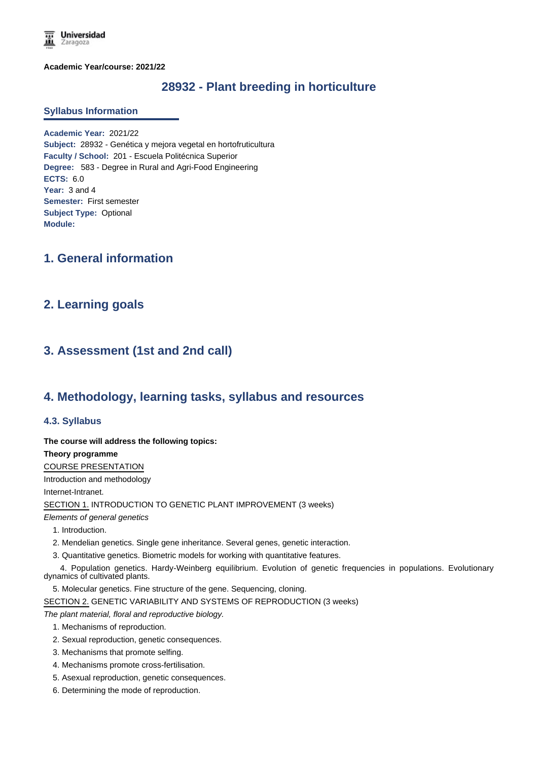**Academic Year/course: 2021/22**

# 28932 - Plant breeding in horticulture

## Syllabus Information

**Academic Year:** 2021/22
**Subject:** 28932 - Genética y mejora vegetal en hortofruticultura
**Faculty / School:** 201 - Escuela Politécnica Superior
**Degree:** 583 - Degree in Rural and Agri-Food Engineering
**ECTS:** 6.0
**Year:** 3 and 4
**Semester:** First semester
**Subject Type:** Optional
**Module:**

## 1. General information

## 2. Learning goals

## 3. Assessment (1st and 2nd call)

## 4. Methodology, learning tasks, syllabus and resources

### 4.3. Syllabus

**The course will address the following topics:**

**Theory programme**

COURSE PRESENTATION

Introduction and methodology

Internet-Intranet.

SECTION 1. INTRODUCTION TO GENETIC PLANT IMPROVEMENT (3 weeks)

*Elements of general genetics*

1. Introduction.
2. Mendelian genetics. Single gene inheritance. Several genes, genetic interaction.
3. Quantitative genetics. Biometric models for working with quantitative features.
4. Population genetics. Hardy-Weinberg equilibrium. Evolution of genetic frequencies in populations. Evolutionary dynamics of cultivated plants.
5. Molecular genetics. Fine structure of the gene. Sequencing, cloning.

SECTION 2. GENETIC VARIABILITY AND SYSTEMS OF REPRODUCTION (3 weeks)

*The plant material, floral and reproductive biology.*

1. Mechanisms of reproduction.
2. Sexual reproduction, genetic consequences.
3. Mechanisms that promote selfing.
4. Mechanisms promote cross-fertilisation.
5. Asexual reproduction, genetic consequences.
6. Determining the mode of reproduction.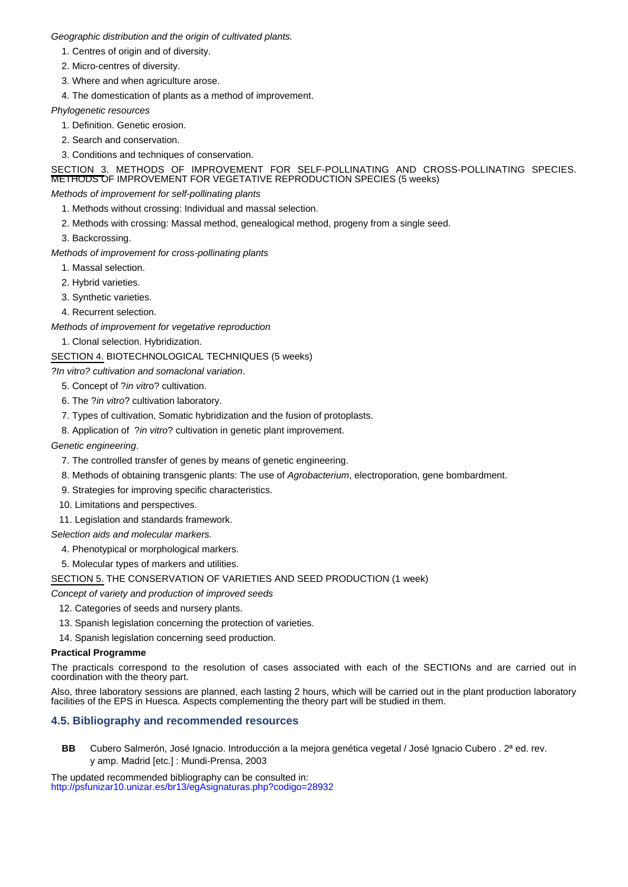*Geographic distribution and the origin of cultivated plants.*

1. Centres of origin and of diversity.
2. Micro-centres of diversity.
3. Where and when agriculture arose.
4. The domestication of plants as a method of improvement.

*Phylogenetic resources*

1. Definition. Genetic erosion.
2. Search and conservation.
3. Conditions and techniques of conservation.

SECTION 3. METHODS OF IMPROVEMENT FOR SELF-POLLINATING AND CROSS-POLLINATING SPECIES. METHODS OF IMPROVEMENT FOR VEGETATIVE REPRODUCTION SPECIES (5 weeks)

*Methods of improvement for self-pollinating plants*

1. Methods without crossing: Individual and massal selection.
2. Methods with crossing: Massal method, genealogical method, progeny from a single seed.
3. Backcrossing.

*Methods of improvement for cross-pollinating plants*

1. Massal selection.
2. Hybrid varieties.
3. Synthetic varieties.
4. Recurrent selection.

*Methods of improvement for vegetative reproduction*

1. Clonal selection. Hybridization.

SECTION 4. BIOTECHNOLOGICAL TECHNIQUES (5 weeks)

*?In vitro? cultivation and somaclonal variation*.

5. Concept of ?*in vitro*? cultivation.
6. The ?*in vitro*? cultivation laboratory.
7. Types of cultivation, Somatic hybridization and the fusion of protoplasts.
8. Application of ?*in vitro*? cultivation in genetic plant improvement.

*Genetic engineering*.

7. The controlled transfer of genes by means of genetic engineering.
8. Methods of obtaining transgenic plants: The use of *Agrobacterium*, electroporation, gene bombardment.
9. Strategies for improving specific characteristics.
10. Limitations and perspectives.
11. Legislation and standards framework.

*Selection aids and molecular markers.*

4. Phenotypical or morphological markers.
5. Molecular types of markers and utilities.

SECTION 5. THE CONSERVATION OF VARIETIES AND SEED PRODUCTION (1 week)

*Concept of variety and production of improved seeds*

12. Categories of seeds and nursery plants.
13. Spanish legislation concerning the protection of varieties.
14. Spanish legislation concerning seed production.

**Practical Programme**

The practicals correspond to the resolution of cases associated with each of the SECTIONs and are carried out in coordination with the theory part.

Also, three laboratory sessions are planned, each lasting 2 hours, which will be carried out in the plant production laboratory facilities of the EPS in Huesca. Aspects complementing the theory part will be studied in them.

## 4.5. Bibliography and recommended resources

**BB** Cubero Salmerón, José Ignacio. Introducción a la mejora genética vegetal / José Ignacio Cubero . 2ª ed. rev. y amp. Madrid [etc.] : Mundi-Prensa, 2003

The updated recommended bibliography can be consulted in:
http://psfunizar10.unizar.es/br13/egAsignaturas.php?codigo=28932